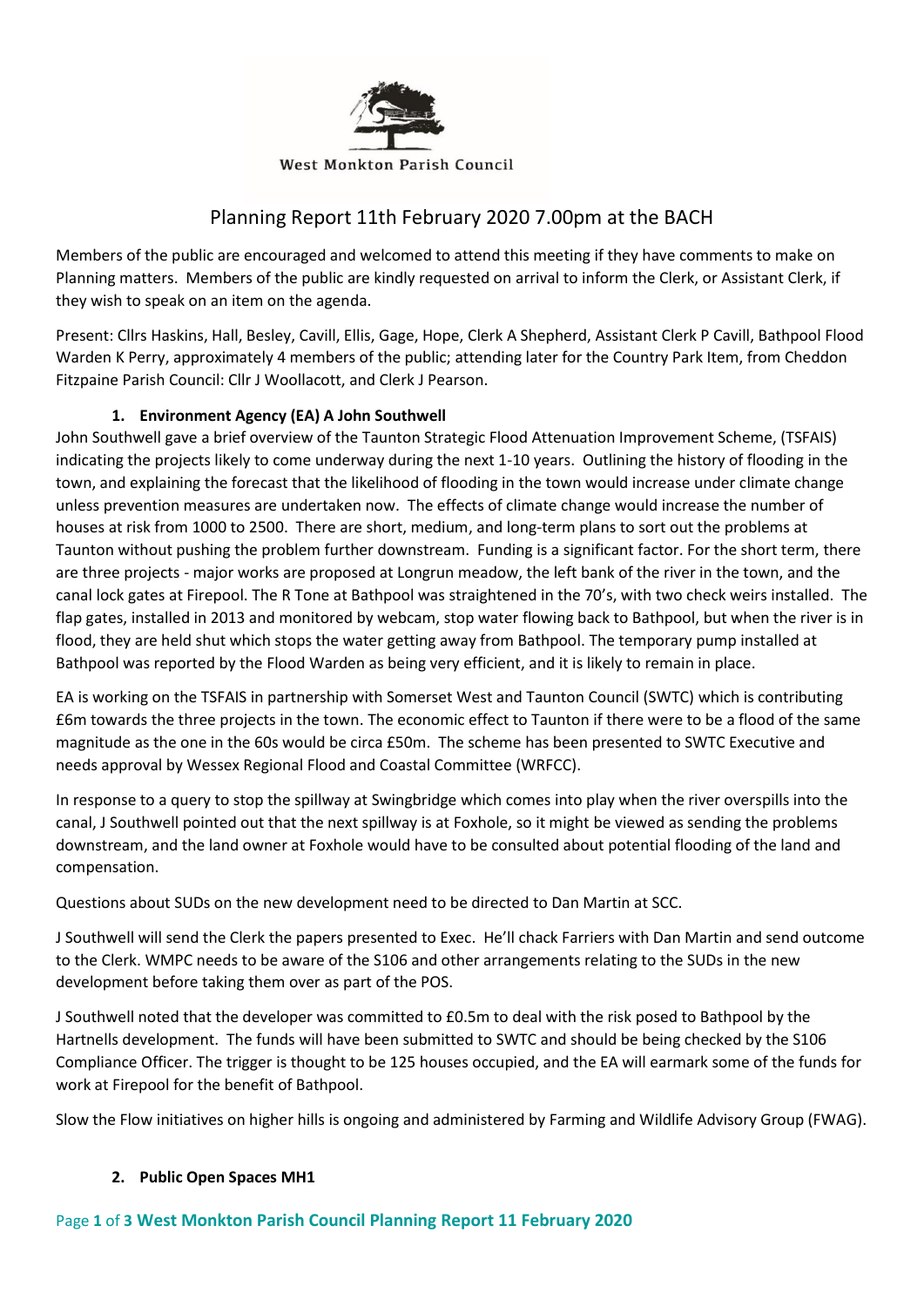West Monkton Parish Council

# Planning Report 11th February 2020 7.00pm at the BACH

Members of the public are encouraged and welcomed to attend this meeting if they have comments to make on Planning matters. Members of the public are kindly requested on arrival to inform the Clerk, or Assistant Clerk, if they wish to speak on an item on the agenda.

Present: Cllrs Haskins, Hall, Besley, Cavill, Ellis, Gage, Hope, Clerk A Shepherd, Assistant Clerk P Cavill, Bathpool Flood Warden K Perry, approximately 4 members of the public; attending later for the Country Park Item, from Cheddon Fitzpaine Parish Council: Cllr J Woollacott, and Clerk J Pearson.

### 1. Environment Agency (EA) A John Southwell

John Southwell gave a brief overview of the Taunton Strategic Flood Attenuation Improvement Scheme, (TSFAIS) indicating the projects likely to come underway during the next 1-10 years. Outlining the history of flooding in the town, and explaining the forecast that the likelihood of flooding in the town would increase under climate change unless prevention measures are undertaken now. The effects of climate change would increase the number of houses at risk from 1000 to 2500. There are short, medium, and long-term plans to sort out the problems at Taunton without pushing the problem further downstream. Funding is a significant factor. For the short term, there are three projects - major works are proposed at Longrun meadow, the left bank of the river in the town, and the canal lock gates at Firepool. The R Tone at Bathpool was straightened in the 70's, with two check weirs installed. The flap gates, installed in 2013 and monitored by webcam, stop water flowing back to Bathpool, but when the river is in flood, they are held shut which stops the water getting away from Bathpool. The temporary pump installed at Bathpool was reported by the Flood Warden as being very efficient, and it is likely to remain in place.

EA is working on the TSFAIS in partnership with Somerset West and Taunton Council (SWTC) which is contributing £6m towards the three projects in the town. The economic effect to Taunton if there were to be a flood of the same magnitude as the one in the 60s would be circa £50m. The scheme has been presented to SWTC Executive and needs approval by Wessex Regional Flood and Coastal Committee (WRFCC).

In response to a query to stop the spillway at Swingbridge which comes into play when the river overspills into the canal, J Southwell pointed out that the next spillway is at Foxhole, so it might be viewed as sending the problems downstream, and the land owner at Foxhole would have to be consulted about potential flooding of the land and compensation.

Questions about SUDs on the new development need to be directed to Dan Martin at SCC.

J Southwell will send the Clerk the papers presented to Exec. He'll chack Farriers with Dan Martin and send outcome to the Clerk. WMPC needs to be aware of the S106 and other arrangements relating to the SUDs in the new development before taking them over as part of the POS.

J Southwell noted that the developer was committed to £0.5m to deal with the risk posed to Bathpool by the Hartnells development. The funds will have been submitted to SWTC and should be being checked by the S106 Compliance Officer. The trigger is thought to be 125 houses occupied, and the EA will earmark some of the funds for work at Firepool for the benefit of Bathpool.

Slow the Flow initiatives on higher hills is ongoing and administered by Farming and Wildlife Advisory Group (FWAG).

### 2. Public Open Spaces MH1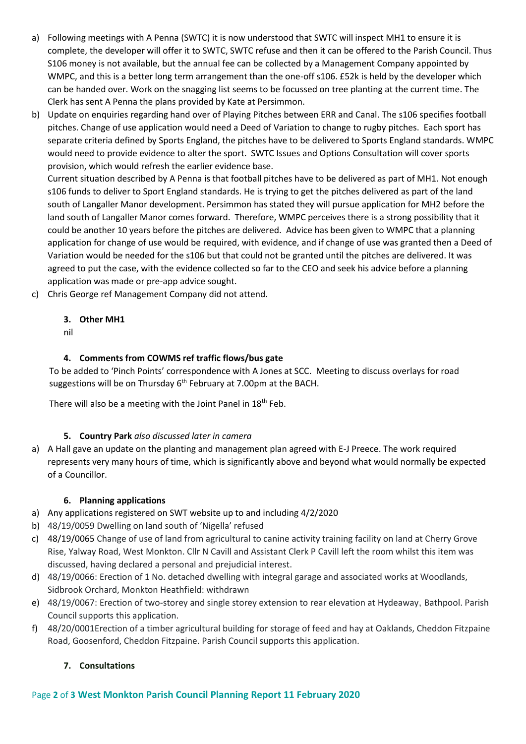a) Following meetings with A Penna (SWTC) it is now understood that SWTC will inspect MH1 to ensure it is complete, the developer will offer it to SWTC, SWTC refuse and then it can be offered to the Parish Council. Thus S106 money is not available, but the annual fee can be collected by a Management Company appointed by WMPC, and this is a better long term arrangement than the one-off s106. £52k is held by the developer which can be handed over. Work on the snagging list seems to be focussed on tree planting at the current time. The Clerk has sent A Penna the plans provided by Kate at Persimmon.

b) Update on enquiries regarding hand over of Playing Pitches between ERR and Canal. The s106 specifies football pitches. Change of use application would need a Deed of Variation to change to rugby pitches. Each sport has separate criteria defined by Sports England, the pitches have to be delivered to Sports England standards. WMPC would need to provide evidence to alter the sport. SWTC Issues and Options Consultation will cover sports provision, which would refresh the earlier evidence base.

   Current situation described by A Penna is that football pitches have to be delivered as part of MH1. Not enough s106 funds to deliver to Sport England standards. He is trying to get the pitches delivered as part of the land south of Langaller Manor development. Persimmon has stated they will pursue application for MH2 before the land south of Langaller Manor comes forward. Therefore, WMPC perceives there is a strong possibility that it could be another 10 years before the pitches are delivered. Advice has been given to WMPC that a planning application for change of use would be required, with evidence, and if change of use was granted then a Deed of Variation would be needed for the s106 but that could not be granted until the pitches are delivered. It was agreed to put the case, with the evidence collected so far to the CEO and seek his advice before a planning application was made or pre-app advice sought.

c) Chris George ref Management Company did not attend.

### 3. Other MH1

nil

### 4. Comments from COWMS ref traffic flows/bus gate

To be added to 'Pinch Points' correspondence with A Jones at SCC. Meeting to discuss overlays for road suggestions will be on Thursday 6th February at 7.00pm at the BACH.

There will also be a meeting with the Joint Panel in 18th Feb.

### 5. Country Park *also discussed later in camera*

a) A Hall gave an update on the planting and management plan agreed with E-J Preece. The work required represents very many hours of time, which is significantly above and beyond what would normally be expected of a Councillor.

### 6. Planning applications

a) Any applications registered on SWT website up to and including 4/2/2020
b) 48/19/0059 Dwelling on land south of 'Nigella' refused
c) 48/19/0065 Change of use of land from agricultural to canine activity training facility on land at Cherry Grove Rise, Yalway Road, West Monkton. Cllr N Cavill and Assistant Clerk P Cavill left the room whilst this item was discussed, having declared a personal and prejudicial interest.
d) 48/19/0066: Erection of 1 No. detached dwelling with integral garage and associated works at Woodlands, Sidbrook Orchard, Monkton Heathfield: withdrawn
e) 48/19/0067: Erection of two-storey and single storey extension to rear elevation at Hydeaway, Bathpool. Parish Council supports this application.
f) 48/20/0001Erection of a timber agricultural building for storage of feed and hay at Oaklands, Cheddon Fitzpaine Road, Goosenford, Cheddon Fitzpaine. Parish Council supports this application.

### 7. Consultations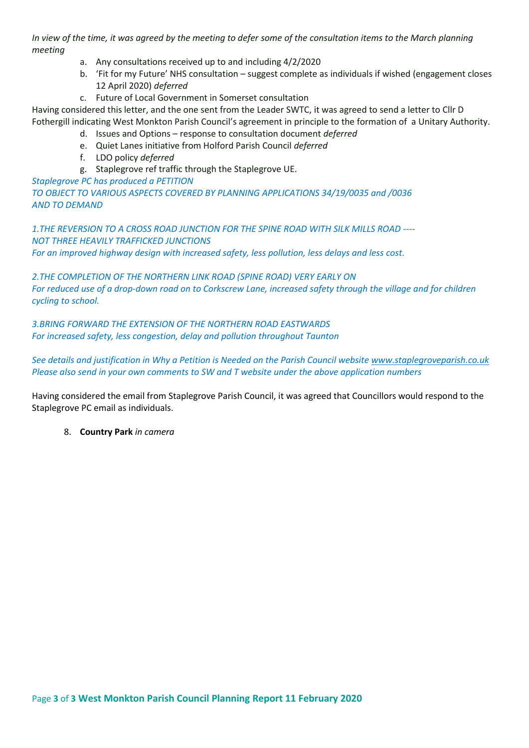*In view of the time, it was agreed by the meeting to defer some of the consultation items to the March planning meeting*

a. Any consultations received up to and including 4/2/2020
b. 'Fit for my Future' NHS consultation – suggest complete as individuals if wished (engagement closes 12 April 2020) *deferred*
c. Future of Local Government in Somerset consultation

Having considered this letter, and the one sent from the Leader SWTC, it was agreed to send a letter to Cllr D Fothergill indicating West Monkton Parish Council's agreement in principle to the formation of a Unitary Authority.

d. Issues and Options – response to consultation document *deferred*
e. Quiet Lanes initiative from Holford Parish Council *deferred*
f. LDO policy *deferred*
g. Staplegrove ref traffic through the Staplegrove UE.

*Staplegrove PC has produced a PETITION*
*TO OBJECT TO VARIOUS ASPECTS COVERED BY PLANNING APPLICATIONS 34/19/0035 and /0036*
*AND TO DEMAND*

*1.THE REVERSION TO A CROSS ROAD JUNCTION FOR THE SPINE ROAD WITH SILK MILLS ROAD ----*
*NOT THREE HEAVILY TRAFFICKED JUNCTIONS*
*For an improved highway design with increased safety, less pollution, less delays and less cost.*

*2.THE COMPLETION OF THE NORTHERN LINK ROAD (SPINE ROAD) VERY EARLY ON*
*For reduced use of a drop-down road on to Corkscrew Lane, increased safety through the village and for children cycling to school.*

*3.BRING FORWARD THE EXTENSION OF THE NORTHERN ROAD EASTWARDS*
*For increased safety, less congestion, delay and pollution throughout Taunton*

*See details and justification in Why a Petition is Needed on the Parish Council website www.staplegroveparish.co.uk*
*Please also send in your own comments to SW and T website under the above application numbers*

Having considered the email from Staplegrove Parish Council, it was agreed that Councillors would respond to the Staplegrove PC email as individuals.

8. **Country Park** *in camera*